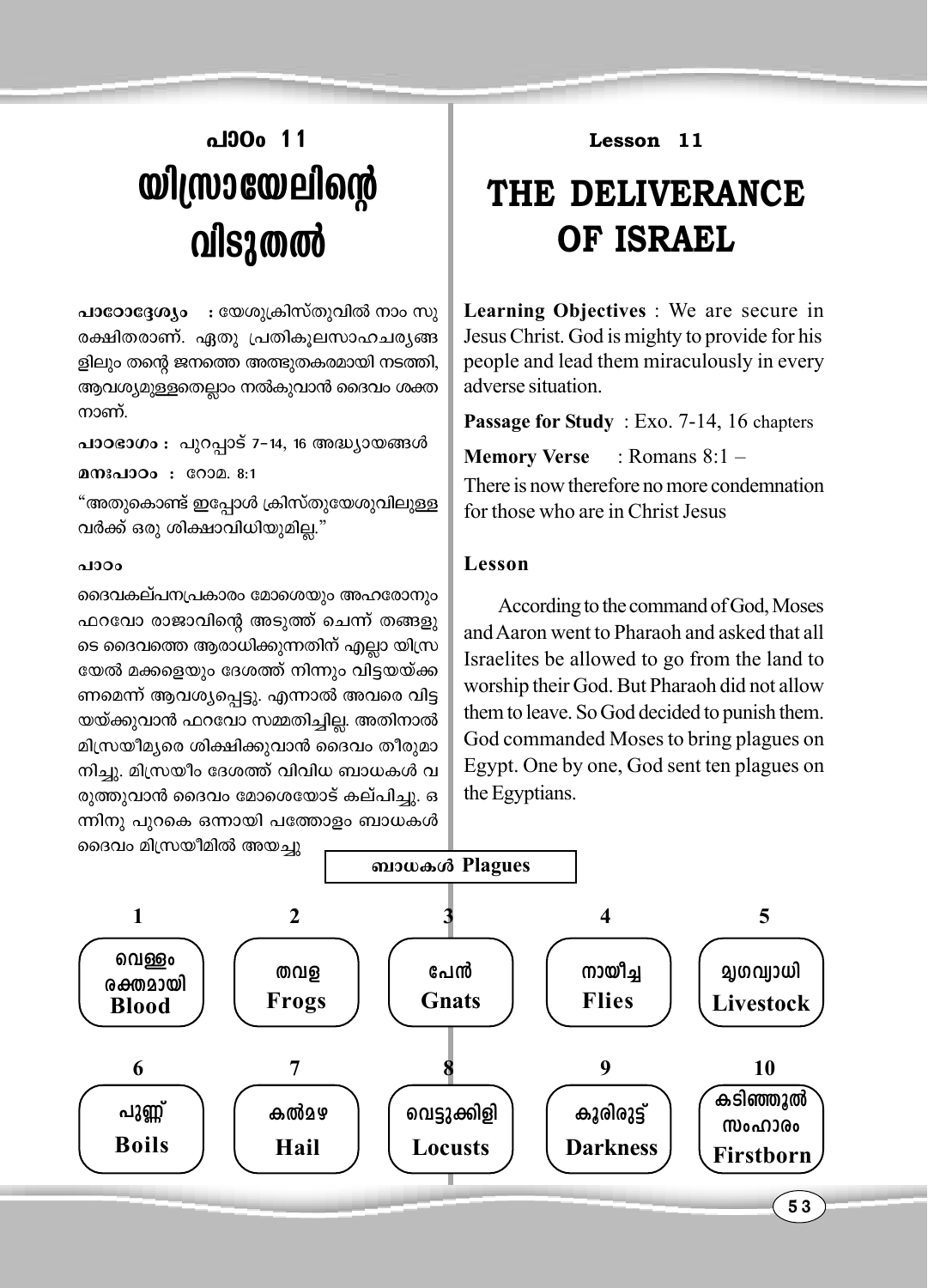## പാഠം 11

# യിസ്രായേലിന്റെ വിടുതൽ

**പാഠോദ്ദേശ്യം :** യേശുക്രിസ്തുവിൽ നാം സുരക്ഷിതരാണ്. ഏതു പ്രതികൂലസാഹചര്യങ്ങളിലും തന്റെ ജനത്തെ അത്ഭുതകരമായി നടത്തി, ആവശ്യമുള്ളതെല്ലാം നൽകുവാൻ ദൈവം ശക്തനാണ്.

**പാഠഭാഗം :** പുറപ്പാട് 7-14, 16 അദ്ധ്യായങ്ങൾ

**മനഃപാഠം :** റോമ. 8:1

"അതുകൊണ്ട് ഇപ്പോൾ ക്രിസ്തുയേശുവിലുള്ളവർക്ക് ഒരു ശിക്ഷാവിധിയുമില്ല."

**പാഠം**

ദൈവകല്പനപ്രകാരം മോശെയും അഹരോനും ഫറവോ രാജാവിന്റെ അടുത്ത് ചെന്ന് തങ്ങളുടെ ദൈവത്തെ ആരാധിക്കുന്നതിന് എല്ലാ യിസ്രയേൽ മക്കളെയും ദേശത്ത് നിന്നും വിട്ടയയ്ക്കണമെന്ന് ആവശ്യപ്പെട്ടു. എന്നാൽ അവരെ വിട്ടയയ്ക്കുവാൻ ഫറവോ സമ്മതിച്ചില്ല. അതിനാൽ മിസ്രയീമ്യരെ ശിക്ഷിക്കുവാൻ ദൈവം തീരുമാനിച്ചു. മിസ്രയീം ദേശത്ത് വിവിധ ബാധകൾ വരുത്തുവാൻ ദൈവം മോശെയോട് കല്പിച്ചു. ഒന്നിനു പുറകെ ഒന്നായി പത്തോളം ബാധകൾ ദൈവം മിസ്രയീമിൽ അയച്ചു.

## Lesson 11

# THE DELIVERANCE OF ISRAEL

**Learning Objectives** : We are secure in Jesus Christ. God is mighty to provide for his people and lead them miraculously in every adverse situation.

**Passage for Study** : Exo. 7-14, 16 chapters

**Memory Verse** : Romans 8:1 –
There is now therefore no more condemnation for those who are in Christ Jesus

**Lesson**

According to the command of God, Moses and Aaron went to Pharaoh and asked that all Israelites be allowed to go from the land to worship their God. But Pharaoh did not allow them to leave. So God decided to punish them. God commanded Moses to bring plagues on Egypt. One by one, God sent ten plagues on the Egyptians.

**ബാധകൾ Plagues**

| 1 | 2 | 3 | 4 | 5 |
|---|---|---|---|---|
| വെള്ളം രക്തമായി Blood | തവള Frogs | പേൻ Gnats | നായീച്ച Flies | മൃഗവ്യാധി Livestock |

| 6 | 7 | 8 | 9 | 10 |
|---|---|---|---|---|
| പുണ്ണ് Boils | കൽമഴ Hail | വെട്ടുക്കിളി Locusts | കൂരിരുട്ട് Darkness | കടിഞ്ഞൂൽ സംഹാരം Firstborn |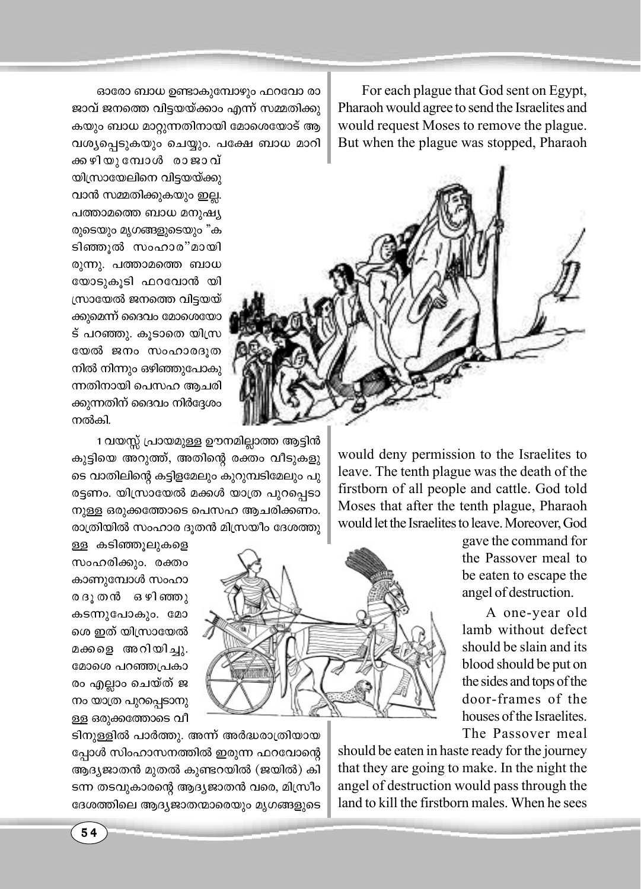ഓരോ ബാധ ഉണ്ടാകുമ്പോഴും ഫറവോ രാജാവ് ജനത്തെ വിട്ടയയ്ക്കാം എന്ന് സമ്മതിക്കുകയും ബാധ മാറ്റുന്നതിനായി മോശെയോട് ആവശ്യപ്പെടുകയും ചെയ്യും. പക്ഷേ ബാധ മാറിക്കഴിയുമ്പോൾ രാജാവ് യിസ്രായേലിനെ വിട്ടയയ്ക്കുവാൻ സമ്മതിക്കുകയും ഇല്ല. പത്താമത്തെ ബാധ മനുഷ്യരുടെയും മൃഗങ്ങളുടെയും "കടിഞ്ഞൂൽ സംഹാര"മായിരുന്നു. പത്താമത്തെ ബാധയോടുകൂടി ഫറവോൻ യിസ്രായേൽ ജനത്തെ വിട്ടയയ്ക്കുമെന്ന് ദൈവം മോശെയോട് പറഞ്ഞു. കൂടാതെ യിസ്രയേൽ ജനം സംഹാരദൂതനിൽ നിന്നും ഒഴിഞ്ഞുപോകുന്നതിനായി പെസഹ ആചരിക്കുന്നതിന് ദൈവം നിർദ്ദേശം നൽകി.

1 വയസ്സ് പ്രായമുള്ള ഊനമില്ലാത്ത ആട്ടിൻകുട്ടിയെ അറുത്ത്, അതിന്റെ രക്തം വീടുകളുടെ വാതിലിന്റെ കട്ടിളമേലും കുറുമ്പടിമേലും പുരട്ടണം. യിസ്രായേൽ മക്കൾ യാത്ര പുറപ്പെടാനുള്ള ഒരുക്കത്തോടെ പെസഹ ആചരിക്കണം. രാത്രിയിൽ സംഹാര ദൂതൻ മിസ്രയീം ദേശത്തുള്ള കടിഞ്ഞൂലുകളെ സംഹരിക്കും. രക്തം കാണുമ്പോൾ സംഹാരദൂതൻ ഒഴിഞ്ഞു കടന്നുപോകും. മോശെ ഇത് യിസ്രായേൽ മക്കളെ അറിയിച്ചു. മോശെ പറഞ്ഞപ്രകാരം എല്ലാം ചെയ്ത് ജനം യാത്ര പുറപ്പെടാനുള്ള ഒരുക്കത്തോടെ വീടിനുള്ളിൽ പാർത്തു. അന്ന് അർദ്ധരാത്രിയായപ്പോൾ സിംഹാസനത്തിൽ ഇരുന്ന ഫറവോന്റെ ആദ്യജാതൻ മുതൽ കുണ്ടറയിൽ (ജയിൽ) കിടന്ന തടവുകാരന്റെ ആദ്യജാതൻ വരെ, മിസ്രീം ദേശത്തിലെ ആദ്യജാതന്മാരെയും മൃഗങ്ങളുടെ

For each plague that God sent on Egypt, Pharaoh would agree to send the Israelites and would request Moses to remove the plague. But when the plague was stopped, Pharaoh would deny permission to the Israelites to leave. The tenth plague was the death of the firstborn of all people and cattle. God told Moses that after the tenth plague, Pharaoh would let the Israelites to leave. Moreover, God gave the command for the Passover meal to be eaten to escape the angel of destruction.

A one-year old lamb without defect should be slain and its blood should be put on the sides and tops of the door-frames of the houses of the Israelites. The Passover meal should be eaten in haste ready for the journey that they are going to make. In the night the angel of destruction would pass through the land to kill the firstborn males. When he sees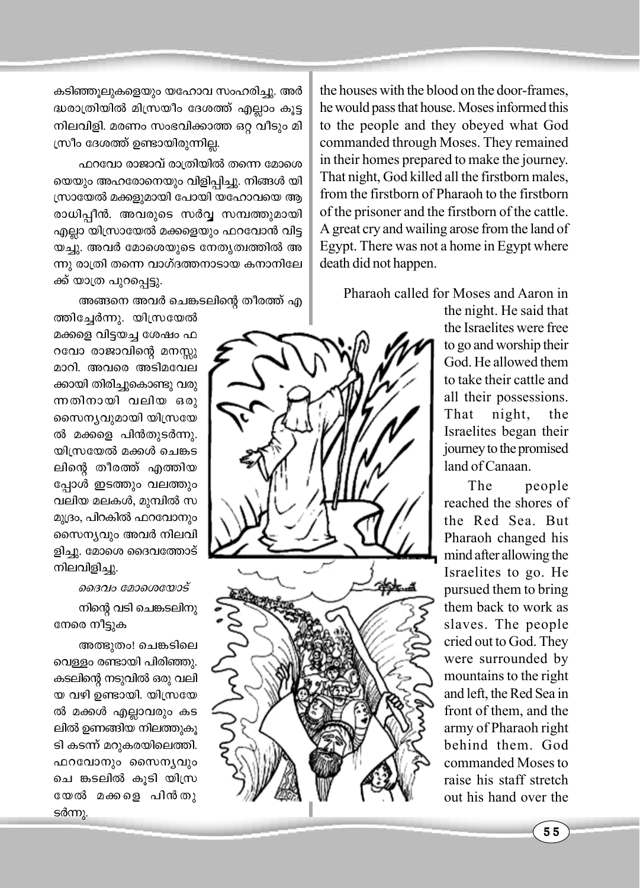കടിഞ്ഞൂലുകളെയും യഹോവ സംഹരിച്ചു. അർദ്ധരാത്രിയിൽ മിസ്രയീം ദേശത്ത് എല്ലാം കൂട്ട നിലവിളി. മരണം സംഭവിക്കാത്ത ഒറ്റ വീടും മിസ്രീം ദേശത്ത് ഉണ്ടായിരുന്നില്ല.

ഫറവോ രാജാവ് രാത്രിയിൽ തന്നെ മോശെയെയും അഹറോനെയും വിളിപ്പിച്ചു. നിങ്ങൾ യിസ്രായേൽ മക്കളുമായി പോയി യഹോവയെ ആരാധിപ്പീൻ. അവരുടെ സർവ്വ സമ്പത്തുമായി എല്ലാ യിസ്രായേൽ മക്കളെയും ഫറവോൻ വിട്ടയച്ചു. അവർ മോശെയുടെ നേതൃത്വത്തിൽ അന്നു രാത്രി തന്നെ വാഗ്ദത്തനാടായ കനാനിലേക്ക് യാത്ര പുറപ്പെട്ടു.

അങ്ങനെ അവർ ചെങ്കടലിന്റെ തീരത്ത് എത്തിച്ചേർന്നു. യിസ്രയേൽ മക്കളെ വിട്ടയച്ച ശേഷം ഫറവോ രാജാവിന്റെ മനസ്സു മാറി. അവരെ അടിമവേലക്കായി തിരിച്ചുകൊണ്ടു വരുന്നതിനായി വലിയ ഒരു സൈന്യവുമായി യിസ്രയേൽ മക്കളെ പിൻതുടർന്നു. യിസ്രയേൽ മക്കൾ ചെങ്കടലിന്റെ തീരത്ത് എത്തിയപ്പോൾ ഇടത്തും വലത്തും വലിയ മലകൾ, മുമ്പിൽ സമുദ്രം, പിറകിൽ ഫറവോനും സൈന്യവും അവർ നിലവിളിച്ചു. മോശെ ദൈവത്തോട് നിലവിളിച്ചു.

*ദൈവം മോശെയോട്*

നിന്റെ വടി ചെങ്കടലിനു നേരെ നീട്ടുക

അത്ഭുതം! ചെങ്കടലിലെ വെള്ളം രണ്ടായി പിരിഞ്ഞു. കടലിന്റെ നടുവിൽ ഒരു വലിയ വഴി ഉണ്ടായി. യിസ്രയേൽ മക്കൾ എല്ലാവരും കടലിൽ ഉണങ്ങിയ നിലത്തുകൂടി കടന്ന് മറുകരയിലെത്തി. ഫറവോനും സൈന്യവും ചെങ്കടലിൽ കൂടി യിസ്രയേൽ മക്കളെ പിൻതുടർന്നു.

the houses with the blood on the door-frames, he would pass that house. Moses informed this to the people and they obeyed what God commanded through Moses. They remained in their homes prepared to make the journey. That night, God killed all the firstborn males, from the firstborn of Pharaoh to the firstborn of the prisoner and the firstborn of the cattle. A great cry and wailing arose from the land of Egypt. There was not a home in Egypt where death did not happen.

Pharaoh called for Moses and Aaron in the night. He said that the Israelites were free to go and worship their God. He allowed them to take their cattle and all their possessions. That night, the Israelites began their journey to the promised land of Canaan.

The people reached the shores of the Red Sea. But Pharaoh changed his mind after allowing the Israelites to go. He pursued them to bring them back to work as slaves. The people cried out to God. They were surrounded by mountains to the right and left, the Red Sea in front of them, and the army of Pharaoh right behind them. God commanded Moses to raise his staff stretch out his hand over the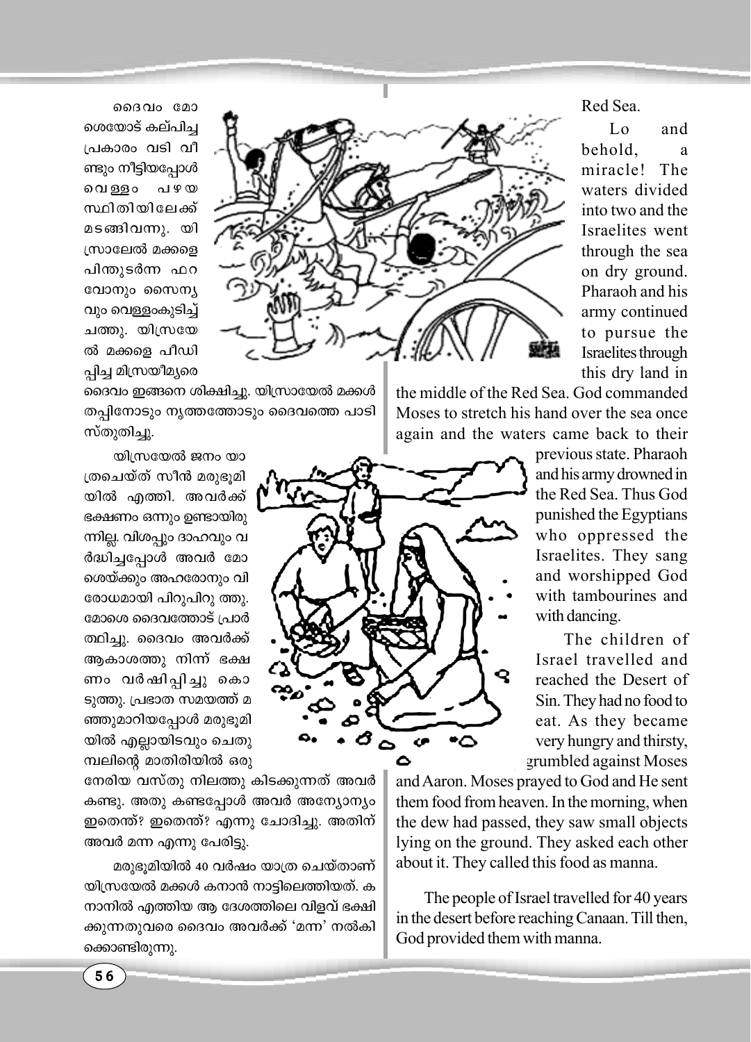ദൈവം മോശെയോട് കല്പിച്ച പ്രകാരം വടി വീണ്ടും നീട്ടിയപ്പോൾ വെള്ളം പഴയ സ്ഥിതിയിലേക്ക് മടങ്ങിവന്നു. യിസ്രാലേൽ മക്കളെ പിന്തുടർന്ന ഫറവോനും സൈന്യവും വെള്ളംകുടിച്ച് ചത്തു. യിസ്രയേൽ മക്കളെ പീഡിപ്പിച്ച മിസ്രയീമ്യരെ ദൈവം ഇങ്ങനെ ശിക്ഷിച്ചു. യിസ്രായേൽ മക്കൾ തപ്പിനോടും നൃത്തത്തോടും ദൈവത്തെ പാടി സ്തുതിച്ചു.

യിസ്രയേൽ ജനം യാത്രചെയ്ത് സീൻ മരുഭൂമിയിൽ എത്തി. അവർക്ക് ഭക്ഷണം ഒന്നും ഉണ്ടായിരുന്നില്ല. വിശപ്പും ദാഹവും വർദ്ധിച്ചപ്പോൾ അവർ മോശെയ്ക്കും അഹരോനും വിരോധമായി പിറുപിറുത്തു. മോശെ ദൈവത്തോട് പ്രാർത്ഥിച്ചു. ദൈവം അവർക്ക് ആകാശത്തു നിന്ന് ഭക്ഷണം വർഷിപ്പിച്ചു കൊടുത്തു. പ്രഭാത സമയത്ത് മഞ്ഞുമാറിയപ്പോൾ മരുഭൂമിയിൽ എല്ലായിടവും ചെതുമ്പലിന്റെ മാതിരിയിൽ ഒരു നേരിയ വസ്തു നിലത്തു കിടക്കുന്നത് അവർ കണ്ടു. അതു കണ്ടപ്പോൾ അവർ അന്യോന്യം ഇതെന്ത്? ഇതെന്ത്? എന്നു ചോദിച്ചു. അതിന് അവർ മന്ന എന്നു പേരിട്ടു.

മരുഭൂമിയിൽ 40 വർഷം യാത്ര ചെയ്താണ് യിസ്രയേൽ മക്കൾ കനാൻ നാട്ടിലെത്തിയത്. കനാനിൽ എത്തിയ ആ ദേശത്തിലെ വിളവ് ഭക്ഷിക്കുന്നതുവരെ ദൈവം അവർക്ക് 'മന്ന' നൽകിക്കൊണ്ടിരുന്നു.

Red Sea.

Lo and behold, a miracle! The waters divided into two and the Israelites went through the sea on dry ground. Pharaoh and his army continued to pursue the Israelites through this dry land in the middle of the Red Sea. God commanded Moses to stretch his hand over the sea once again and the waters came back to their previous state. Pharaoh and his army drowned in the Red Sea. Thus God punished the Egyptians who oppressed the Israelites. They sang and worshipped God with tambourines and with dancing.

The children of Israel travelled and reached the Desert of Sin. They had no food to eat. As they became very hungry and thirsty, grumbled against Moses and Aaron. Moses prayed to God and He sent them food from heaven. In the morning, when the dew had passed, they saw small objects lying on the ground. They asked each other about it. They called this food as manna.

The people of Israel travelled for 40 years in the desert before reaching Canaan. Till then, God provided them with manna.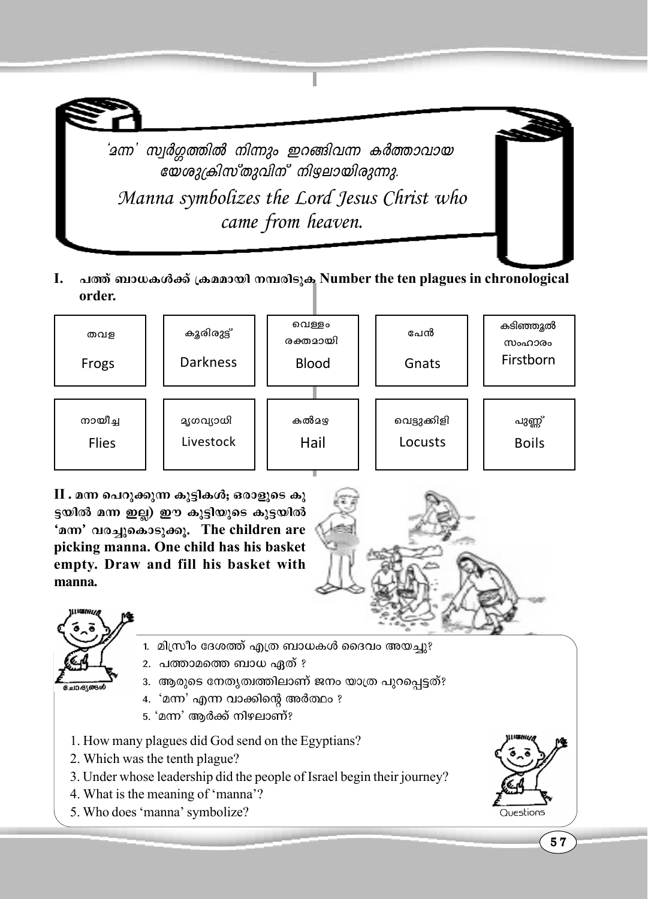'മന്ന' സ്വർഗ്ഗത്തിൽ നിന്നും ഇറങ്ങിവന്ന കർത്താവായ യേശുക്രിസ്തുവിന് നിഴലായിരുന്നു.

*Manna symbolizes the Lord Jesus Christ who came from heaven.*

**I. പത്ത് ബാധകൾക്ക് ക്രമമായി നമ്പരിടുക Number the ten plagues in chronological order.**

| | | | | |
|---|---|---|---|---|
| തവള Frogs | കൂരിരുട്ട് Darkness | വെള്ളം രക്തമായി Blood | പേൻ Gnats | കടിഞ്ഞൂൽ സംഹാരം Firstborn |
| നായീച്ച Flies | മൃഗവ്യാധി Livestock | കൽമഴ Hail | വെട്ടുക്കിളി Locusts | പുണ്ണ് Boils |

**II . മന്ന പെറുക്കുന്ന കുട്ടികൾ; ഒരാളുടെ കുട്ടയിൽ മന്ന ഇല്ല) ഈ കുട്ടിയുടെ കുട്ടയിൽ 'മന്ന' വരച്ചുകൊടുക്കൂ. The children are picking manna. One child has his basket empty. Draw and fill his basket with manna.**

ചോദ്യങ്ങൾ

1. മിസ്രീം ദേശത്ത് എത്ര ബാധകൾ ദൈവം അയച്ചു?
2. പത്താമത്തെ ബാധ ഏത് ?
3. ആരുടെ നേതൃത്വത്തിലാണ് ജനം യാത്ര പുറപ്പെട്ടത്?
4. 'മന്ന' എന്ന വാക്കിന്റെ അർത്ഥം ?
5. 'മന്ന' ആർക്ക് നിഴലാണ്?

Questions

1. How many plagues did God send on the Egyptians?
2. Which was the tenth plague?
3. Under whose leadership did the people of Israel begin their journey?
4. What is the meaning of 'manna'?
5. Who does 'manna' symbolize?